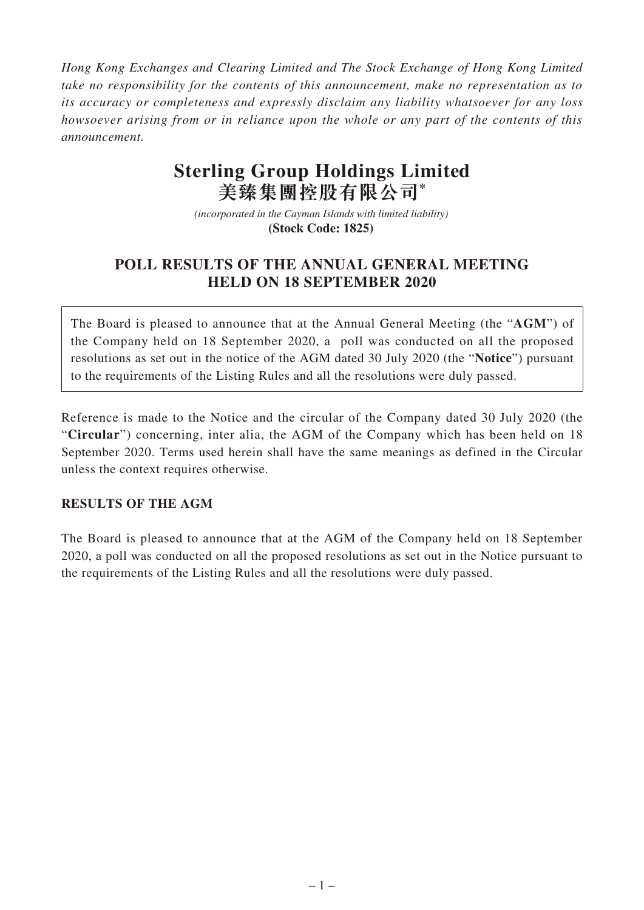*Hong Kong Exchanges and Clearing Limited and The Stock Exchange of Hong Kong Limited take no responsibility for the contents of this announcement, make no representation as to its accuracy or completeness and expressly disclaim any liability whatsoever for any loss howsoever arising from or in reliance upon the whole or any part of the contents of this announcement.*

# Sterling Group Holdings Limited
# 美臻集團控股有限公司*

*(incorporated in the Cayman Islands with limited liability)*
**(Stock Code: 1825)**

## POLL RESULTS OF THE ANNUAL GENERAL MEETING HELD ON 18 SEPTEMBER 2020

The Board is pleased to announce that at the Annual General Meeting (the "**AGM**") of the Company held on 18 September 2020, a poll was conducted on all the proposed resolutions as set out in the notice of the AGM dated 30 July 2020 (the "**Notice**") pursuant to the requirements of the Listing Rules and all the resolutions were duly passed.

Reference is made to the Notice and the circular of the Company dated 30 July 2020 (the "**Circular**") concerning, inter alia, the AGM of the Company which has been held on 18 September 2020. Terms used herein shall have the same meanings as defined in the Circular unless the context requires otherwise.

**RESULTS OF THE AGM**

The Board is pleased to announce that at the AGM of the Company held on 18 September 2020, a poll was conducted on all the proposed resolutions as set out in the Notice pursuant to the requirements of the Listing Rules and all the resolutions were duly passed.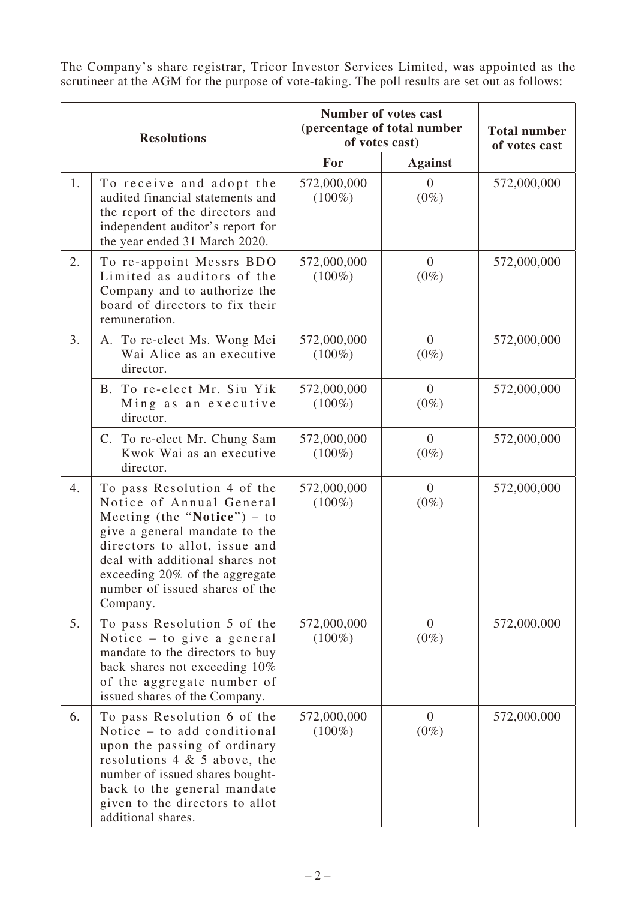The Company's share registrar, Tricor Investor Services Limited, was appointed as the scrutineer at the AGM for the purpose of vote-taking. The poll results are set out as follows:

| Resolutions | | Number of votes cast (percentage of total number of votes cast) | | Total number of votes cast |
|---|---|---|---|---|
| | | For | Against | |
| 1. | To receive and adopt the audited financial statements and the report of the directors and independent auditor's report for the year ended 31 March 2020. | 572,000,000 (100%) | 0 (0%) | 572,000,000 |
| 2. | To re-appoint Messrs BDO Limited as auditors of the Company and to authorize the board of directors to fix their remuneration. | 572,000,000 (100%) | 0 (0%) | 572,000,000 |
| 3. | A. To re-elect Ms. Wong Mei Wai Alice as an executive director. | 572,000,000 (100%) | 0 (0%) | 572,000,000 |
| | B. To re-elect Mr. Siu Yik Ming as an executive director. | 572,000,000 (100%) | 0 (0%) | 572,000,000 |
| | C. To re-elect Mr. Chung Sam Kwok Wai as an executive director. | 572,000,000 (100%) | 0 (0%) | 572,000,000 |
| 4. | To pass Resolution 4 of the Notice of Annual General Meeting (the "**Notice**") – to give a general mandate to the directors to allot, issue and deal with additional shares not exceeding 20% of the aggregate number of issued shares of the Company. | 572,000,000 (100%) | 0 (0%) | 572,000,000 |
| 5. | To pass Resolution 5 of the Notice – to give a general mandate to the directors to buy back shares not exceeding 10% of the aggregate number of issued shares of the Company. | 572,000,000 (100%) | 0 (0%) | 572,000,000 |
| 6. | To pass Resolution 6 of the Notice – to add conditional upon the passing of ordinary resolutions 4 & 5 above, the number of issued shares bought-back to the general mandate given to the directors to allot additional shares. | 572,000,000 (100%) | 0 (0%) | 572,000,000 |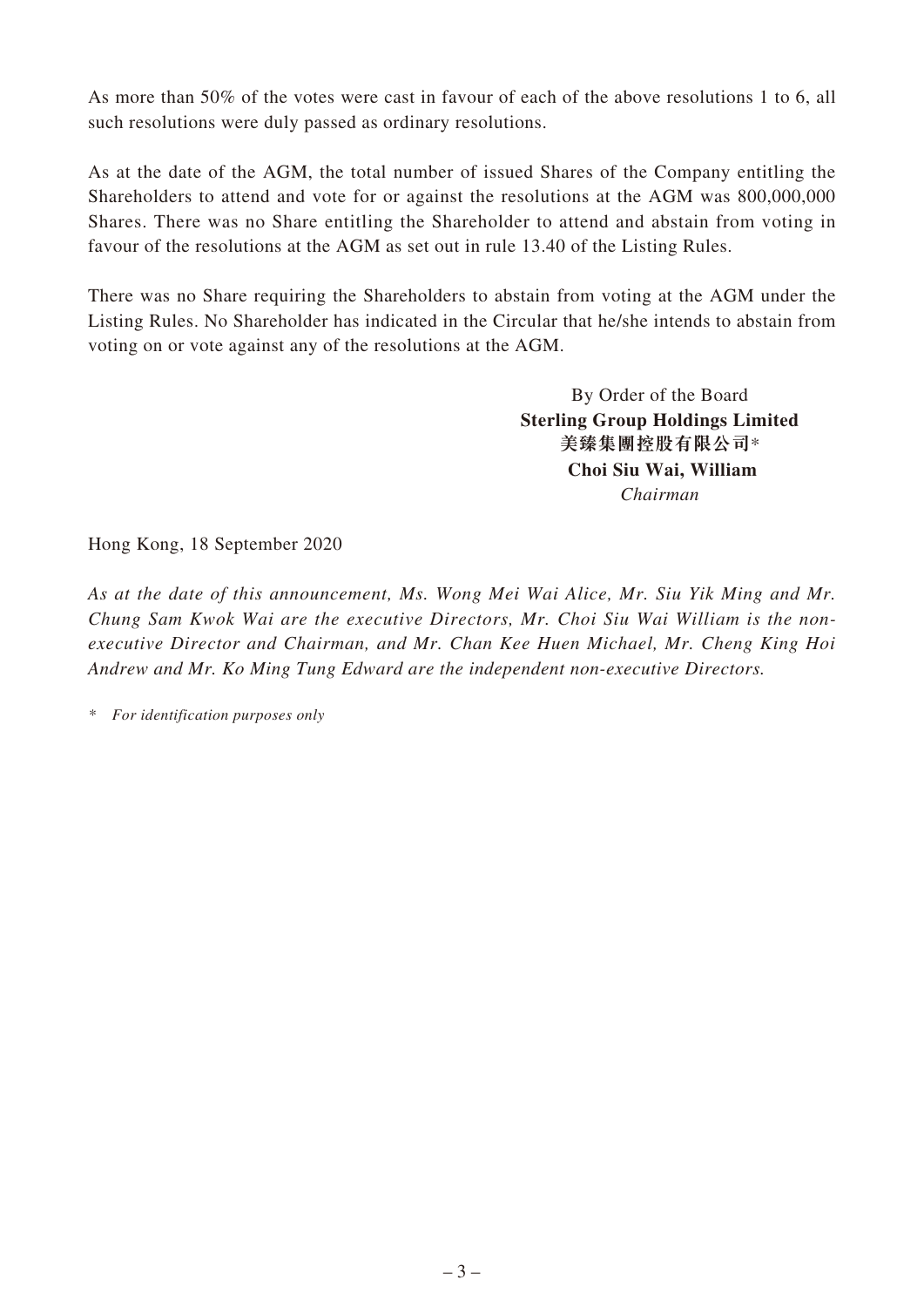As more than 50% of the votes were cast in favour of each of the above resolutions 1 to 6, all such resolutions were duly passed as ordinary resolutions.

As at the date of the AGM, the total number of issued Shares of the Company entitling the Shareholders to attend and vote for or against the resolutions at the AGM was 800,000,000 Shares. There was no Share entitling the Shareholder to attend and abstain from voting in favour of the resolutions at the AGM as set out in rule 13.40 of the Listing Rules.

There was no Share requiring the Shareholders to abstain from voting at the AGM under the Listing Rules. No Shareholder has indicated in the Circular that he/she intends to abstain from voting on or vote against any of the resolutions at the AGM.

By Order of the Board
**Sterling Group Holdings Limited**
**美臻集團控股有限公司***
**Choi Siu Wai, William**
*Chairman*

Hong Kong, 18 September 2020

*As at the date of this announcement, Ms. Wong Mei Wai Alice, Mr. Siu Yik Ming and Mr. Chung Sam Kwok Wai are the executive Directors, Mr. Choi Siu Wai William is the non-executive Director and Chairman, and Mr. Chan Kee Huen Michael, Mr. Cheng King Hoi Andrew and Mr. Ko Ming Tung Edward are the independent non-executive Directors.*

\* *For identification purposes only*